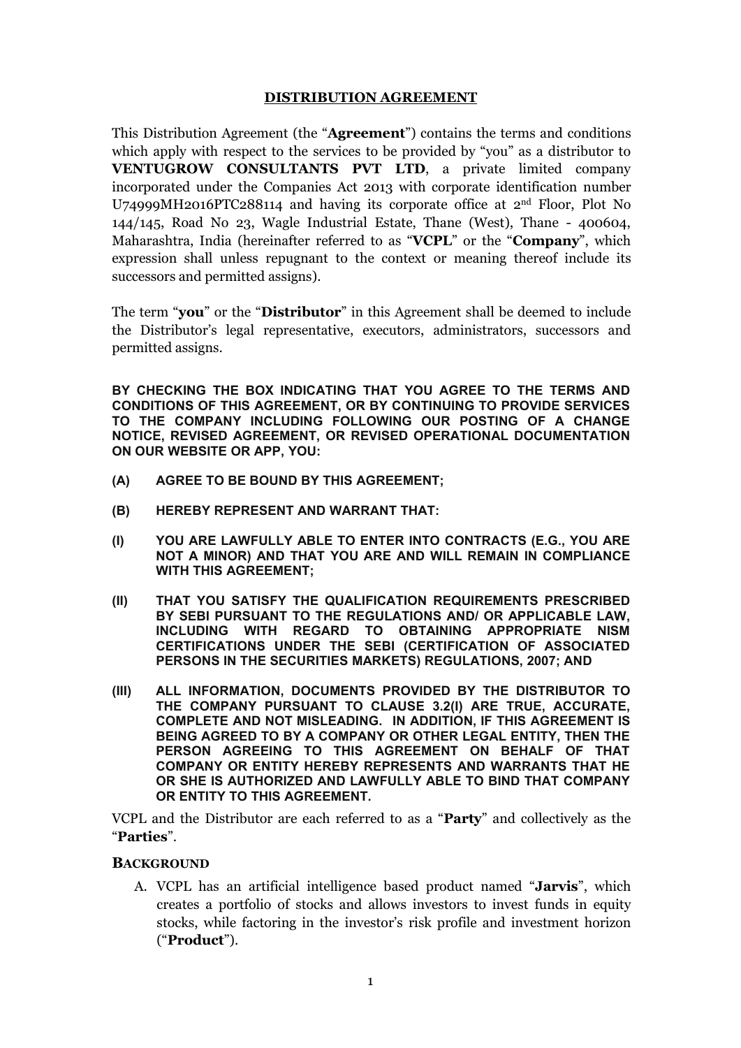# DISTRIBUTION AGREEMENT

This Distribution Agreement (the "**Agreement**") contains the terms and conditions which apply with respect to the services to be provided by "you" as a distributor to **VENTUGROW CONSULTANTS PVT LTD**, a private limited company incorporated under the Companies Act 2013 with corporate identification number U74999MH2016PTC288114 and having its corporate office at 2nd Floor, Plot No 144/145, Road No 23, Wagle Industrial Estate, Thane (West), Thane - 400604, Maharashtra, India (hereinafter referred to as "**VCPL**" or the "**Company**", which expression shall unless repugnant to the context or meaning thereof include its successors and permitted assigns).

The term "**you**" or the "**Distributor**" in this Agreement shall be deemed to include the Distributor's legal representative, executors, administrators, successors and permitted assigns.

**BY CHECKING THE BOX INDICATING THAT YOU AGREE TO THE TERMS AND CONDITIONS OF THIS AGREEMENT, OR BY CONTINUING TO PROVIDE SERVICES TO THE COMPANY INCLUDING FOLLOWING OUR POSTING OF A CHANGE NOTICE, REVISED AGREEMENT, OR REVISED OPERATIONAL DOCUMENTATION ON OUR WEBSITE OR APP, YOU:**

**(A) AGREE TO BE BOUND BY THIS AGREEMENT;**

**(B) HEREBY REPRESENT AND WARRANT THAT:**

**(I) YOU ARE LAWFULLY ABLE TO ENTER INTO CONTRACTS (E.G., YOU ARE NOT A MINOR) AND THAT YOU ARE AND WILL REMAIN IN COMPLIANCE WITH THIS AGREEMENT;**

**(II) THAT YOU SATISFY THE QUALIFICATION REQUIREMENTS PRESCRIBED BY SEBI PURSUANT TO THE REGULATIONS AND/ OR APPLICABLE LAW, INCLUDING WITH REGARD TO OBTAINING APPROPRIATE NISM CERTIFICATIONS UNDER THE SEBI (CERTIFICATION OF ASSOCIATED PERSONS IN THE SECURITIES MARKETS) REGULATIONS, 2007; AND**

**(III) ALL INFORMATION, DOCUMENTS PROVIDED BY THE DISTRIBUTOR TO THE COMPANY PURSUANT TO CLAUSE 3.2(I) ARE TRUE, ACCURATE, COMPLETE AND NOT MISLEADING. IN ADDITION, IF THIS AGREEMENT IS BEING AGREED TO BY A COMPANY OR OTHER LEGAL ENTITY, THEN THE PERSON AGREEING TO THIS AGREEMENT ON BEHALF OF THAT COMPANY OR ENTITY HEREBY REPRESENTS AND WARRANTS THAT HE OR SHE IS AUTHORIZED AND LAWFULLY ABLE TO BIND THAT COMPANY OR ENTITY TO THIS AGREEMENT.**

VCPL and the Distributor are each referred to as a "**Party**" and collectively as the "**Parties**".

## BACKGROUND

A. VCPL has an artificial intelligence based product named "**Jarvis**", which creates a portfolio of stocks and allows investors to invest funds in equity stocks, while factoring in the investor's risk profile and investment horizon ("**Product**").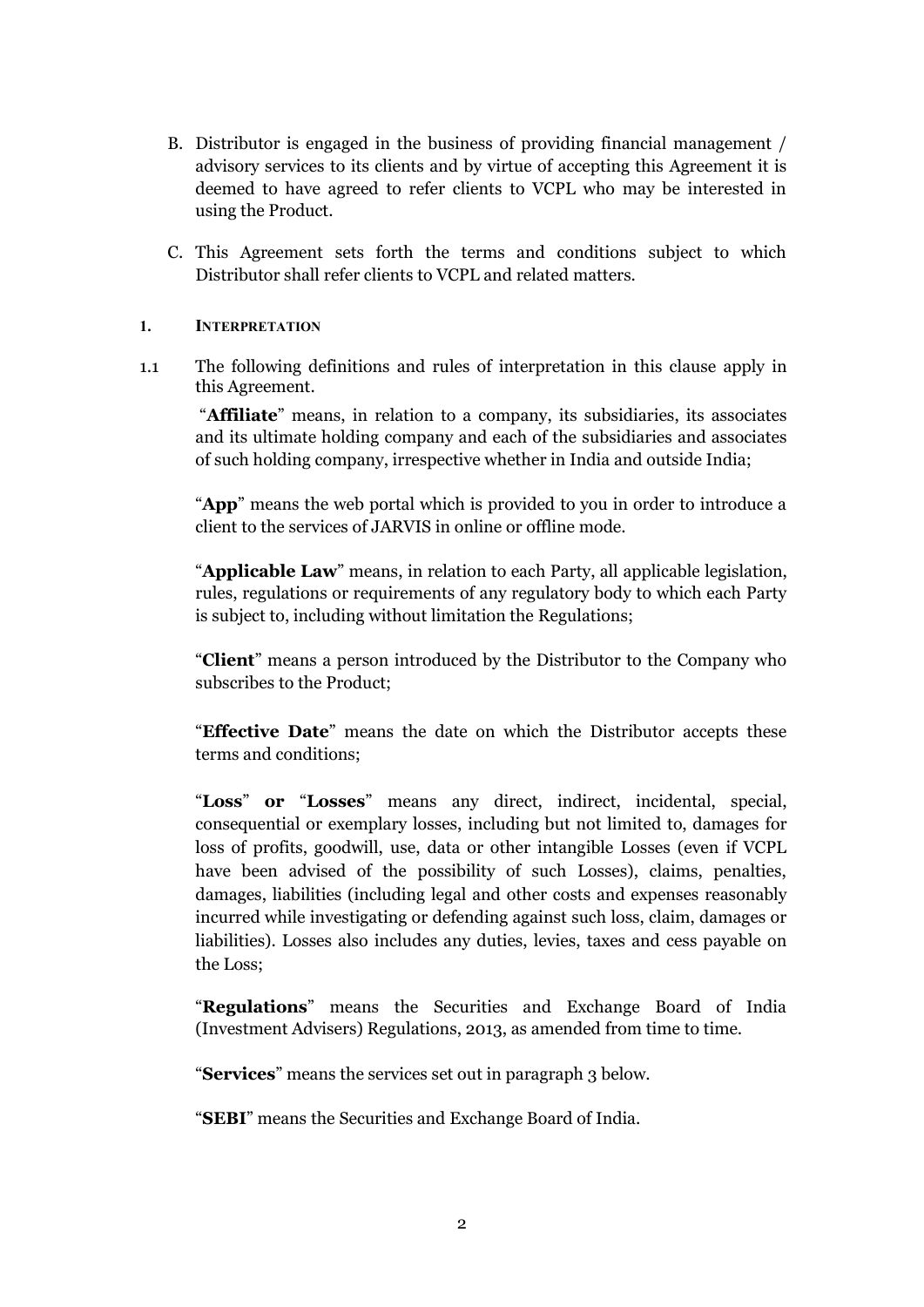B. Distributor is engaged in the business of providing financial management / advisory services to its clients and by virtue of accepting this Agreement it is deemed to have agreed to refer clients to VCPL who may be interested in using the Product.

C. This Agreement sets forth the terms and conditions subject to which Distributor shall refer clients to VCPL and related matters.

## 1. INTERPRETATION

1.1 The following definitions and rules of interpretation in this clause apply in this Agreement.

"**Affiliate**" means, in relation to a company, its subsidiaries, its associates and its ultimate holding company and each of the subsidiaries and associates of such holding company, irrespective whether in India and outside India;

"**App**" means the web portal which is provided to you in order to introduce a client to the services of JARVIS in online or offline mode.

"**Applicable Law**" means, in relation to each Party, all applicable legislation, rules, regulations or requirements of any regulatory body to which each Party is subject to, including without limitation the Regulations;

"**Client**" means a person introduced by the Distributor to the Company who subscribes to the Product;

"**Effective Date**" means the date on which the Distributor accepts these terms and conditions;

"**Loss**" **or** "**Losses**" means any direct, indirect, incidental, special, consequential or exemplary losses, including but not limited to, damages for loss of profits, goodwill, use, data or other intangible Losses (even if VCPL have been advised of the possibility of such Losses), claims, penalties, damages, liabilities (including legal and other costs and expenses reasonably incurred while investigating or defending against such loss, claim, damages or liabilities). Losses also includes any duties, levies, taxes and cess payable on the Loss;

"**Regulations**" means the Securities and Exchange Board of India (Investment Advisers) Regulations, 2013, as amended from time to time.

"**Services**" means the services set out in paragraph 3 below.

"**SEBI**" means the Securities and Exchange Board of India.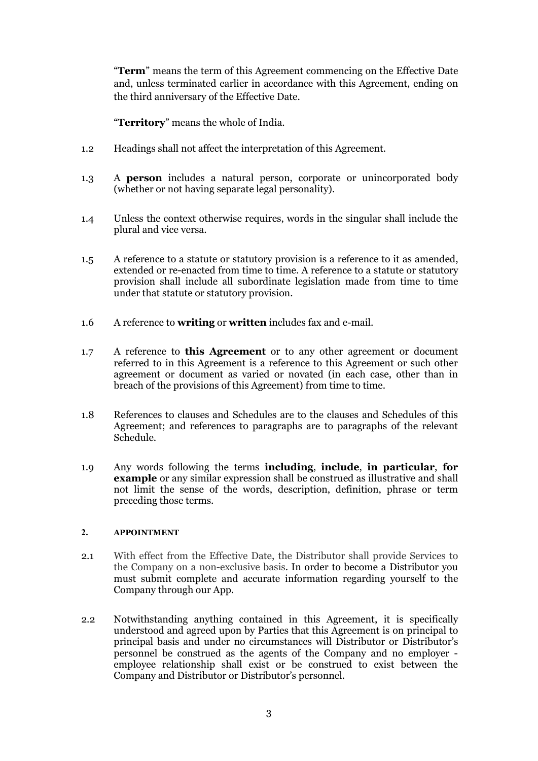"**Term**" means the term of this Agreement commencing on the Effective Date and, unless terminated earlier in accordance with this Agreement, ending on the third anniversary of the Effective Date.

"**Territory**" means the whole of India.

1.2 Headings shall not affect the interpretation of this Agreement.

1.3 A **person** includes a natural person, corporate or unincorporated body (whether or not having separate legal personality).

1.4 Unless the context otherwise requires, words in the singular shall include the plural and vice versa.

1.5 A reference to a statute or statutory provision is a reference to it as amended, extended or re-enacted from time to time. A reference to a statute or statutory provision shall include all subordinate legislation made from time to time under that statute or statutory provision.

1.6 A reference to **writing** or **written** includes fax and e-mail.

1.7 A reference to **this Agreement** or to any other agreement or document referred to in this Agreement is a reference to this Agreement or such other agreement or document as varied or novated (in each case, other than in breach of the provisions of this Agreement) from time to time.

1.8 References to clauses and Schedules are to the clauses and Schedules of this Agreement; and references to paragraphs are to paragraphs of the relevant Schedule.

1.9 Any words following the terms **including**, **include**, **in particular**, **for example** or any similar expression shall be construed as illustrative and shall not limit the sense of the words, description, definition, phrase or term preceding those terms.

**2. APPOINTMENT**

2.1 With effect from the Effective Date, the Distributor shall provide Services to the Company on a non-exclusive basis. In order to become a Distributor you must submit complete and accurate information regarding yourself to the Company through our App.

2.2 Notwithstanding anything contained in this Agreement, it is specifically understood and agreed upon by Parties that this Agreement is on principal to principal basis and under no circumstances will Distributor or Distributor's personnel be construed as the agents of the Company and no employer - employee relationship shall exist or be construed to exist between the Company and Distributor or Distributor's personnel.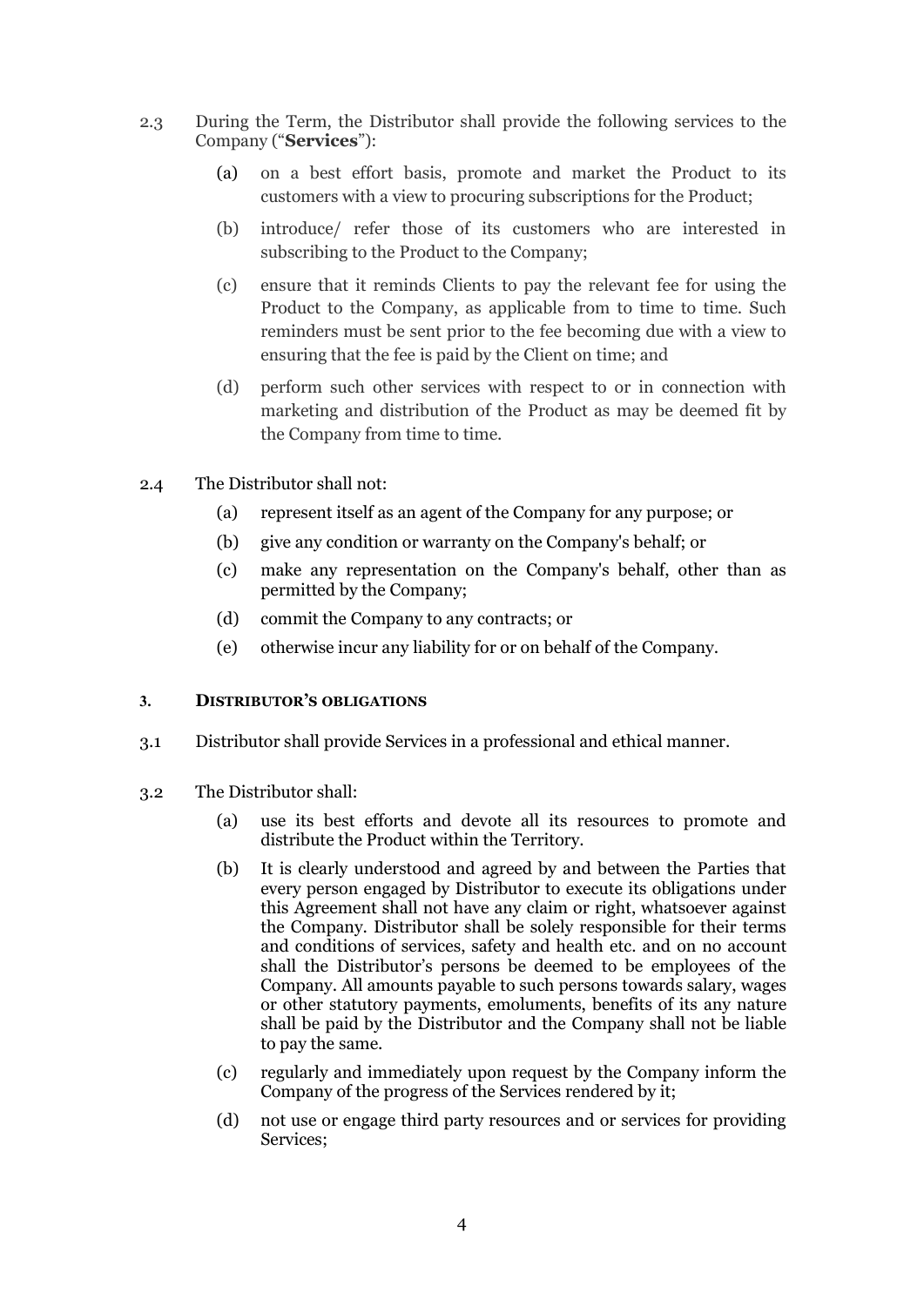2.3 During the Term, the Distributor shall provide the following services to the Company ("**Services**"):

(a) on a best effort basis, promote and market the Product to its customers with a view to procuring subscriptions for the Product;

(b) introduce/ refer those of its customers who are interested in subscribing to the Product to the Company;

(c) ensure that it reminds Clients to pay the relevant fee for using the Product to the Company, as applicable from to time to time. Such reminders must be sent prior to the fee becoming due with a view to ensuring that the fee is paid by the Client on time; and

(d) perform such other services with respect to or in connection with marketing and distribution of the Product as may be deemed fit by the Company from time to time.

2.4 The Distributor shall not:

(a) represent itself as an agent of the Company for any purpose; or

(b) give any condition or warranty on the Company's behalf; or

(c) make any representation on the Company's behalf, other than as permitted by the Company;

(d) commit the Company to any contracts; or

(e) otherwise incur any liability for or on behalf of the Company.

### 3. DISTRIBUTOR'S OBLIGATIONS

3.1 Distributor shall provide Services in a professional and ethical manner.

3.2 The Distributor shall:

(a) use its best efforts and devote all its resources to promote and distribute the Product within the Territory.

(b) It is clearly understood and agreed by and between the Parties that every person engaged by Distributor to execute its obligations under this Agreement shall not have any claim or right, whatsoever against the Company. Distributor shall be solely responsible for their terms and conditions of services, safety and health etc. and on no account shall the Distributor's persons be deemed to be employees of the Company. All amounts payable to such persons towards salary, wages or other statutory payments, emoluments, benefits of its any nature shall be paid by the Distributor and the Company shall not be liable to pay the same.

(c) regularly and immediately upon request by the Company inform the Company of the progress of the Services rendered by it;

(d) not use or engage third party resources and or services for providing Services;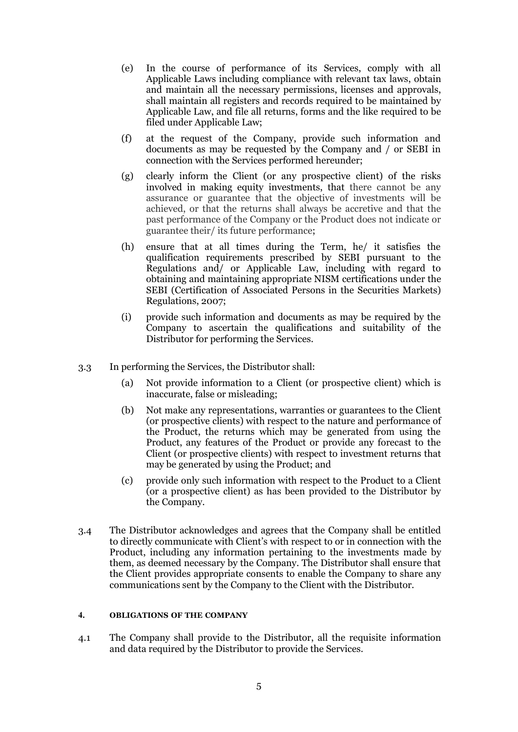(e) In the course of performance of its Services, comply with all Applicable Laws including compliance with relevant tax laws, obtain and maintain all the necessary permissions, licenses and approvals, shall maintain all registers and records required to be maintained by Applicable Law, and file all returns, forms and the like required to be filed under Applicable Law;

(f) at the request of the Company, provide such information and documents as may be requested by the Company and / or SEBI in connection with the Services performed hereunder;

(g) clearly inform the Client (or any prospective client) of the risks involved in making equity investments, that there cannot be any assurance or guarantee that the objective of investments will be achieved, or that the returns shall always be accretive and that the past performance of the Company or the Product does not indicate or guarantee their/ its future performance;

(h) ensure that at all times during the Term, he/ it satisfies the qualification requirements prescribed by SEBI pursuant to the Regulations and/ or Applicable Law, including with regard to obtaining and maintaining appropriate NISM certifications under the SEBI (Certification of Associated Persons in the Securities Markets) Regulations, 2007;

(i) provide such information and documents as may be required by the Company to ascertain the qualifications and suitability of the Distributor for performing the Services.

3.3 In performing the Services, the Distributor shall:

(a) Not provide information to a Client (or prospective client) which is inaccurate, false or misleading;

(b) Not make any representations, warranties or guarantees to the Client (or prospective clients) with respect to the nature and performance of the Product, the returns which may be generated from using the Product, any features of the Product or provide any forecast to the Client (or prospective clients) with respect to investment returns that may be generated by using the Product; and

(c) provide only such information with respect to the Product to a Client (or a prospective client) as has been provided to the Distributor by the Company.

3.4 The Distributor acknowledges and agrees that the Company shall be entitled to directly communicate with Client's with respect to or in connection with the Product, including any information pertaining to the investments made by them, as deemed necessary by the Company. The Distributor shall ensure that the Client provides appropriate consents to enable the Company to share any communications sent by the Company to the Client with the Distributor.

#### 4. OBLIGATIONS OF THE COMPANY

4.1 The Company shall provide to the Distributor, all the requisite information and data required by the Distributor to provide the Services.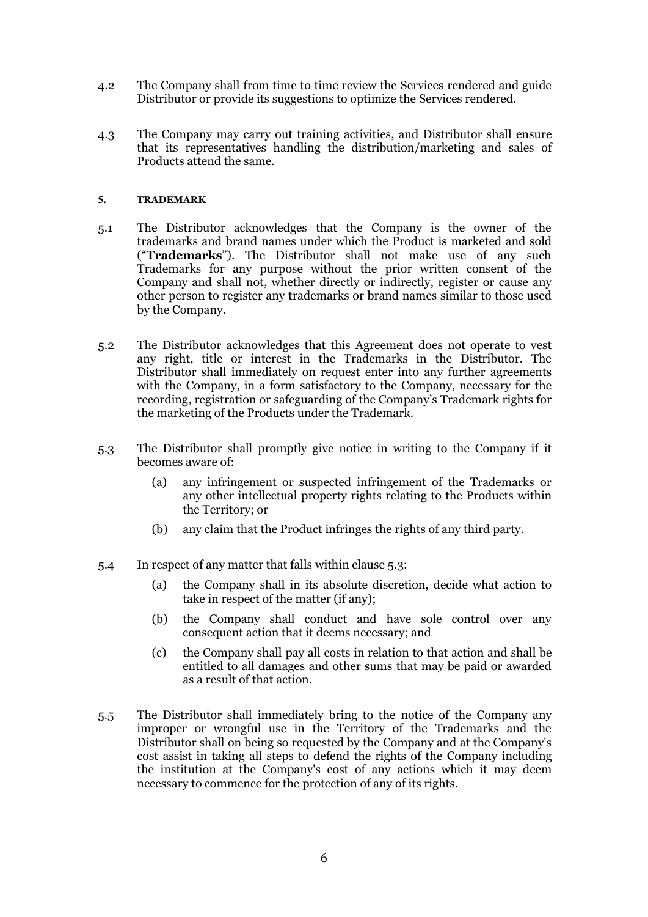4.2 The Company shall from time to time review the Services rendered and guide Distributor or provide its suggestions to optimize the Services rendered.

4.3 The Company may carry out training activities, and Distributor shall ensure that its representatives handling the distribution/marketing and sales of Products attend the same.

## 5. TRADEMARK

5.1 The Distributor acknowledges that the Company is the owner of the trademarks and brand names under which the Product is marketed and sold ("**Trademarks**"). The Distributor shall not make use of any such Trademarks for any purpose without the prior written consent of the Company and shall not, whether directly or indirectly, register or cause any other person to register any trademarks or brand names similar to those used by the Company.

5.2 The Distributor acknowledges that this Agreement does not operate to vest any right, title or interest in the Trademarks in the Distributor. The Distributor shall immediately on request enter into any further agreements with the Company, in a form satisfactory to the Company, necessary for the recording, registration or safeguarding of the Company's Trademark rights for the marketing of the Products under the Trademark.

5.3 The Distributor shall promptly give notice in writing to the Company if it becomes aware of:

(a) any infringement or suspected infringement of the Trademarks or any other intellectual property rights relating to the Products within the Territory; or

(b) any claim that the Product infringes the rights of any third party.

5.4 In respect of any matter that falls within clause 5.3:

(a) the Company shall in its absolute discretion, decide what action to take in respect of the matter (if any);

(b) the Company shall conduct and have sole control over any consequent action that it deems necessary; and

(c) the Company shall pay all costs in relation to that action and shall be entitled to all damages and other sums that may be paid or awarded as a result of that action.

5.5 The Distributor shall immediately bring to the notice of the Company any improper or wrongful use in the Territory of the Trademarks and the Distributor shall on being so requested by the Company and at the Company's cost assist in taking all steps to defend the rights of the Company including the institution at the Company's cost of any actions which it may deem necessary to commence for the protection of any of its rights.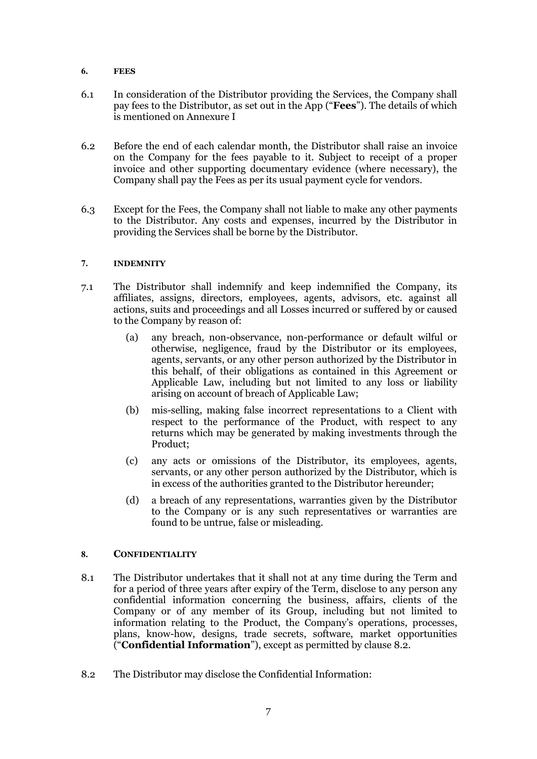## 6. FEES

6.1 In consideration of the Distributor providing the Services, the Company shall pay fees to the Distributor, as set out in the App ("**Fees**"). The details of which is mentioned on Annexure I

6.2 Before the end of each calendar month, the Distributor shall raise an invoice on the Company for the fees payable to it. Subject to receipt of a proper invoice and other supporting documentary evidence (where necessary), the Company shall pay the Fees as per its usual payment cycle for vendors.

6.3 Except for the Fees, the Company shall not liable to make any other payments to the Distributor. Any costs and expenses, incurred by the Distributor in providing the Services shall be borne by the Distributor.

## 7. INDEMNITY

7.1 The Distributor shall indemnify and keep indemnified the Company, its affiliates, assigns, directors, employees, agents, advisors, etc. against all actions, suits and proceedings and all Losses incurred or suffered by or caused to the Company by reason of:

(a) any breach, non-observance, non-performance or default wilful or otherwise, negligence, fraud by the Distributor or its employees, agents, servants, or any other person authorized by the Distributor in this behalf, of their obligations as contained in this Agreement or Applicable Law, including but not limited to any loss or liability arising on account of breach of Applicable Law;

(b) mis-selling, making false incorrect representations to a Client with respect to the performance of the Product, with respect to any returns which may be generated by making investments through the Product;

(c) any acts or omissions of the Distributor, its employees, agents, servants, or any other person authorized by the Distributor, which is in excess of the authorities granted to the Distributor hereunder;

(d) a breach of any representations, warranties given by the Distributor to the Company or is any such representatives or warranties are found to be untrue, false or misleading.

## 8. CONFIDENTIALITY

8.1 The Distributor undertakes that it shall not at any time during the Term and for a period of three years after expiry of the Term, disclose to any person any confidential information concerning the business, affairs, clients of the Company or of any member of its Group, including but not limited to information relating to the Product, the Company's operations, processes, plans, know-how, designs, trade secrets, software, market opportunities ("**Confidential Information**"), except as permitted by clause 8.2.

8.2 The Distributor may disclose the Confidential Information: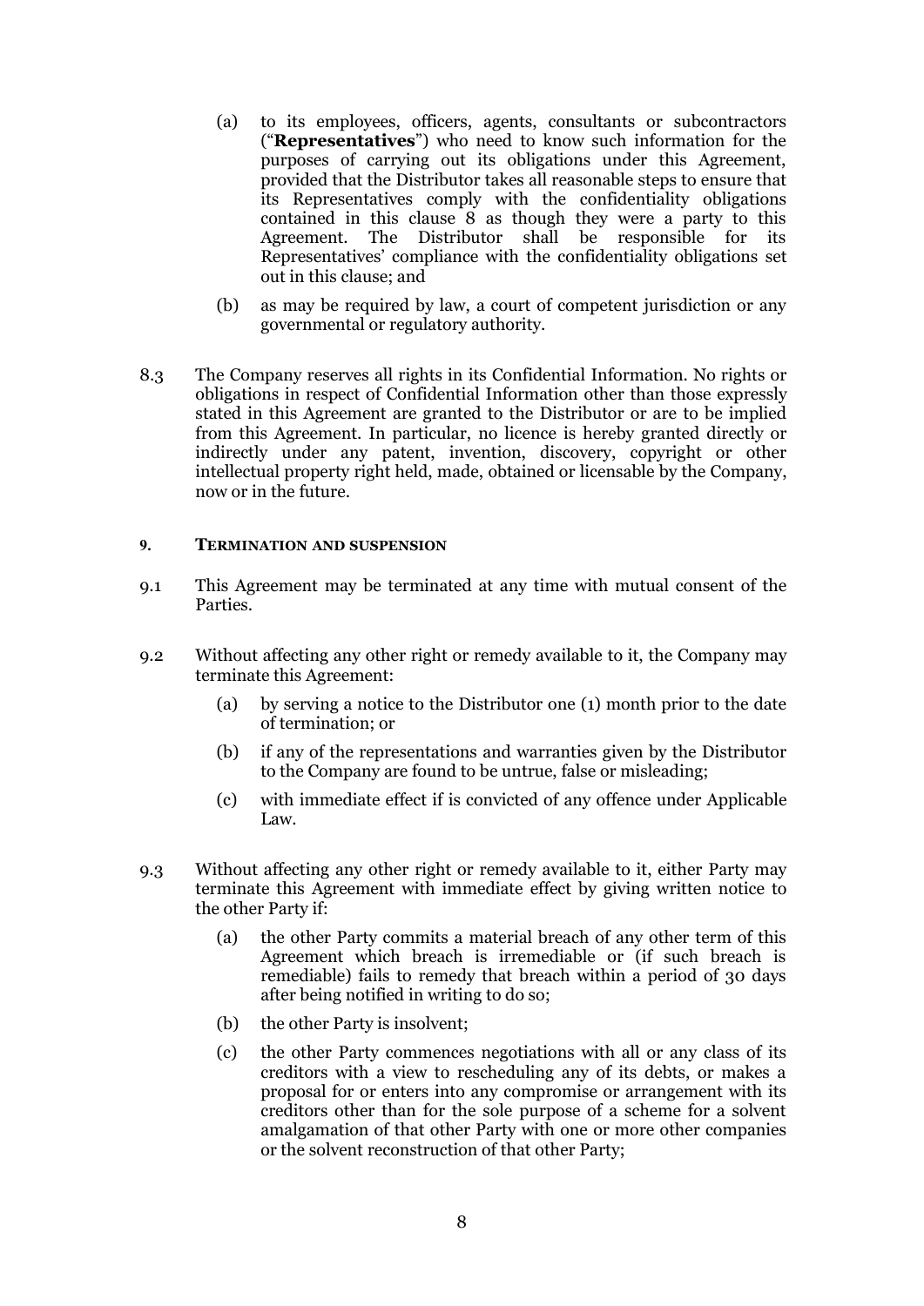(a) to its employees, officers, agents, consultants or subcontractors ("**Representatives**") who need to know such information for the purposes of carrying out its obligations under this Agreement, provided that the Distributor takes all reasonable steps to ensure that its Representatives comply with the confidentiality obligations contained in this clause 8 as though they were a party to this Agreement. The Distributor shall be responsible for its Representatives' compliance with the confidentiality obligations set out in this clause; and

(b) as may be required by law, a court of competent jurisdiction or any governmental or regulatory authority.

8.3 The Company reserves all rights in its Confidential Information. No rights or obligations in respect of Confidential Information other than those expressly stated in this Agreement are granted to the Distributor or are to be implied from this Agreement. In particular, no licence is hereby granted directly or indirectly under any patent, invention, discovery, copyright or other intellectual property right held, made, obtained or licensable by the Company, now or in the future.

## 9. TERMINATION AND SUSPENSION

9.1 This Agreement may be terminated at any time with mutual consent of the Parties.

9.2 Without affecting any other right or remedy available to it, the Company may terminate this Agreement:

(a) by serving a notice to the Distributor one (1) month prior to the date of termination; or

(b) if any of the representations and warranties given by the Distributor to the Company are found to be untrue, false or misleading;

(c) with immediate effect if is convicted of any offence under Applicable Law.

9.3 Without affecting any other right or remedy available to it, either Party may terminate this Agreement with immediate effect by giving written notice to the other Party if:

(a) the other Party commits a material breach of any other term of this Agreement which breach is irremediable or (if such breach is remediable) fails to remedy that breach within a period of 30 days after being notified in writing to do so;

(b) the other Party is insolvent;

(c) the other Party commences negotiations with all or any class of its creditors with a view to rescheduling any of its debts, or makes a proposal for or enters into any compromise or arrangement with its creditors other than for the sole purpose of a scheme for a solvent amalgamation of that other Party with one or more other companies or the solvent reconstruction of that other Party;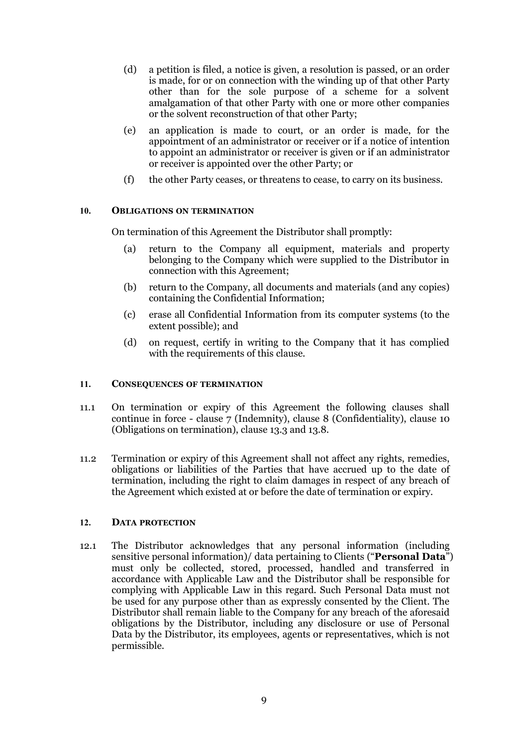(d) a petition is filed, a notice is given, a resolution is passed, or an order is made, for or on connection with the winding up of that other Party other than for the sole purpose of a scheme for a solvent amalgamation of that other Party with one or more other companies or the solvent reconstruction of that other Party;

(e) an application is made to court, or an order is made, for the appointment of an administrator or receiver or if a notice of intention to appoint an administrator or receiver is given or if an administrator or receiver is appointed over the other Party; or

(f) the other Party ceases, or threatens to cease, to carry on its business.

## 10. OBLIGATIONS ON TERMINATION

On termination of this Agreement the Distributor shall promptly:

(a) return to the Company all equipment, materials and property belonging to the Company which were supplied to the Distributor in connection with this Agreement;

(b) return to the Company, all documents and materials (and any copies) containing the Confidential Information;

(c) erase all Confidential Information from its computer systems (to the extent possible); and

(d) on request, certify in writing to the Company that it has complied with the requirements of this clause.

## 11. CONSEQUENCES OF TERMINATION

11.1 On termination or expiry of this Agreement the following clauses shall continue in force - clause 7 (Indemnity), clause 8 (Confidentiality), clause 10 (Obligations on termination), clause 13.3 and 13.8.

11.2 Termination or expiry of this Agreement shall not affect any rights, remedies, obligations or liabilities of the Parties that have accrued up to the date of termination, including the right to claim damages in respect of any breach of the Agreement which existed at or before the date of termination or expiry.

## 12. DATA PROTECTION

12.1 The Distributor acknowledges that any personal information (including sensitive personal information)/ data pertaining to Clients ("**Personal Data**") must only be collected, stored, processed, handled and transferred in accordance with Applicable Law and the Distributor shall be responsible for complying with Applicable Law in this regard. Such Personal Data must not be used for any purpose other than as expressly consented by the Client. The Distributor shall remain liable to the Company for any breach of the aforesaid obligations by the Distributor, including any disclosure or use of Personal Data by the Distributor, its employees, agents or representatives, which is not permissible.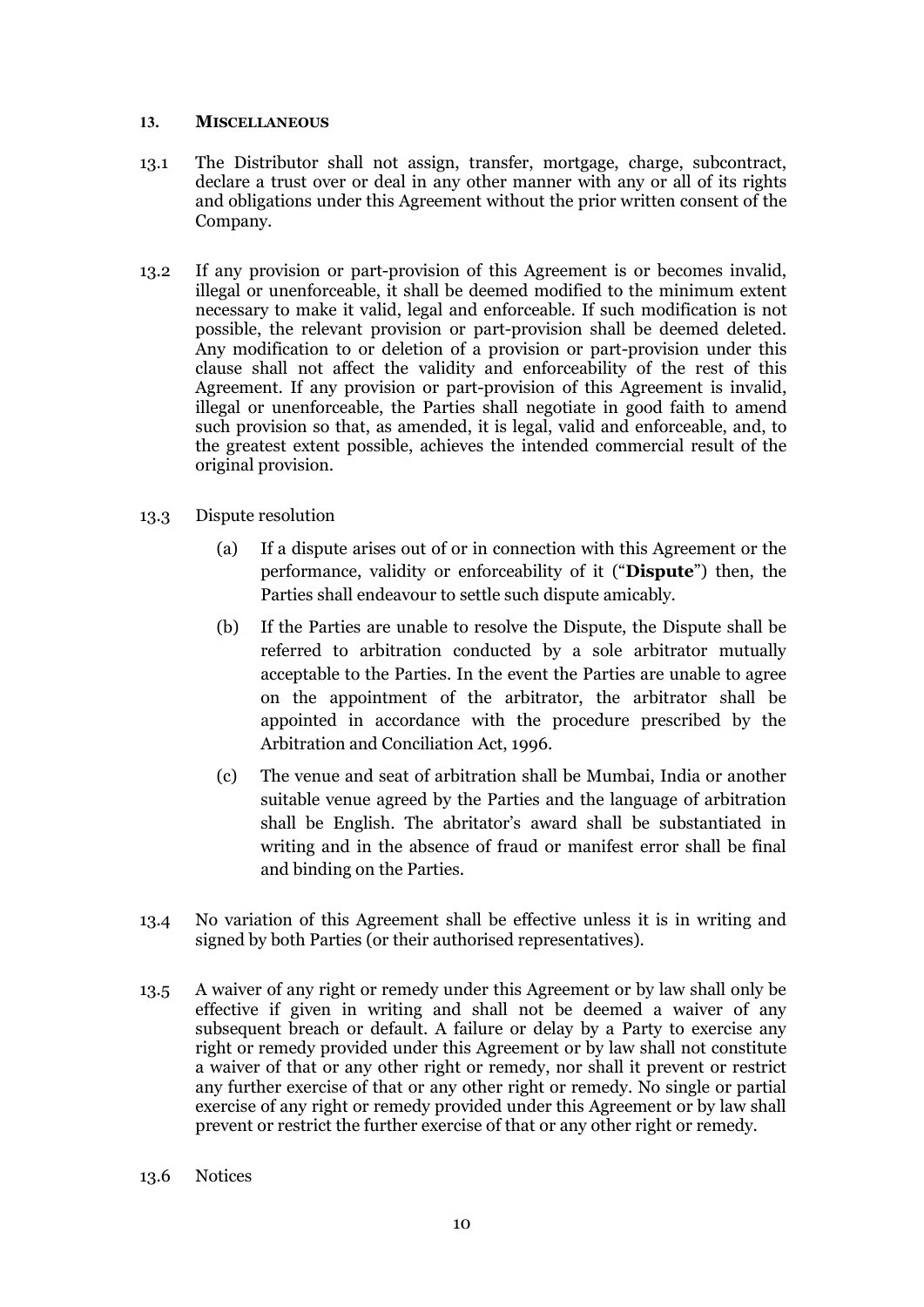## 13. MISCELLANEOUS

13.1 The Distributor shall not assign, transfer, mortgage, charge, subcontract, declare a trust over or deal in any other manner with any or all of its rights and obligations under this Agreement without the prior written consent of the Company.

13.2 If any provision or part-provision of this Agreement is or becomes invalid, illegal or unenforceable, it shall be deemed modified to the minimum extent necessary to make it valid, legal and enforceable. If such modification is not possible, the relevant provision or part-provision shall be deemed deleted. Any modification to or deletion of a provision or part-provision under this clause shall not affect the validity and enforceability of the rest of this Agreement. If any provision or part-provision of this Agreement is invalid, illegal or unenforceable, the Parties shall negotiate in good faith to amend such provision so that, as amended, it is legal, valid and enforceable, and, to the greatest extent possible, achieves the intended commercial result of the original provision.

13.3 Dispute resolution

(a) If a dispute arises out of or in connection with this Agreement or the performance, validity or enforceability of it ("**Dispute**") then, the Parties shall endeavour to settle such dispute amicably.

(b) If the Parties are unable to resolve the Dispute, the Dispute shall be referred to arbitration conducted by a sole arbitrator mutually acceptable to the Parties. In the event the Parties are unable to agree on the appointment of the arbitrator, the arbitrator shall be appointed in accordance with the procedure prescribed by the Arbitration and Conciliation Act, 1996.

(c) The venue and seat of arbitration shall be Mumbai, India or another suitable venue agreed by the Parties and the language of arbitration shall be English. The abritator's award shall be substantiated in writing and in the absence of fraud or manifest error shall be final and binding on the Parties.

13.4 No variation of this Agreement shall be effective unless it is in writing and signed by both Parties (or their authorised representatives).

13.5 A waiver of any right or remedy under this Agreement or by law shall only be effective if given in writing and shall not be deemed a waiver of any subsequent breach or default. A failure or delay by a Party to exercise any right or remedy provided under this Agreement or by law shall not constitute a waiver of that or any other right or remedy, nor shall it prevent or restrict any further exercise of that or any other right or remedy. No single or partial exercise of any right or remedy provided under this Agreement or by law shall prevent or restrict the further exercise of that or any other right or remedy.

13.6 Notices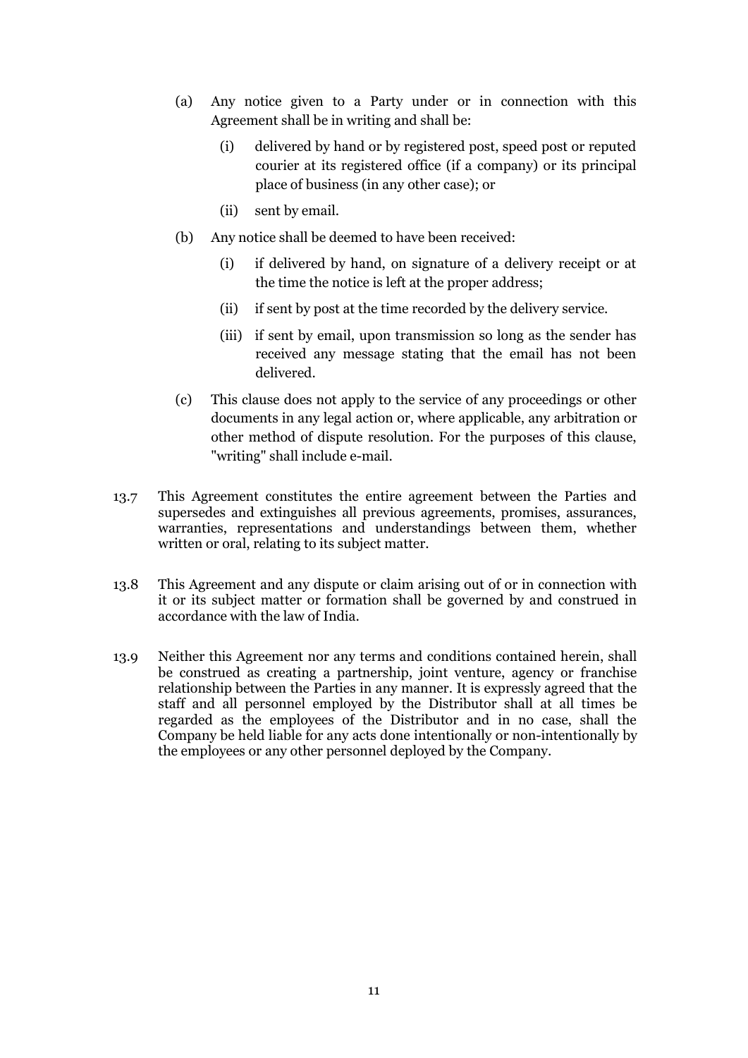(a) Any notice given to a Party under or in connection with this Agreement shall be in writing and shall be:

   (i) delivered by hand or by registered post, speed post or reputed courier at its registered office (if a company) or its principal place of business (in any other case); or

   (ii) sent by email.

(b) Any notice shall be deemed to have been received:

   (i) if delivered by hand, on signature of a delivery receipt or at the time the notice is left at the proper address;

   (ii) if sent by post at the time recorded by the delivery service.

   (iii) if sent by email, upon transmission so long as the sender has received any message stating that the email has not been delivered.

(c) This clause does not apply to the service of any proceedings or other documents in any legal action or, where applicable, any arbitration or other method of dispute resolution. For the purposes of this clause, "writing" shall include e-mail.

13.7 This Agreement constitutes the entire agreement between the Parties and supersedes and extinguishes all previous agreements, promises, assurances, warranties, representations and understandings between them, whether written or oral, relating to its subject matter.

13.8 This Agreement and any dispute or claim arising out of or in connection with it or its subject matter or formation shall be governed by and construed in accordance with the law of India.

13.9 Neither this Agreement nor any terms and conditions contained herein, shall be construed as creating a partnership, joint venture, agency or franchise relationship between the Parties in any manner. It is expressly agreed that the staff and all personnel employed by the Distributor shall at all times be regarded as the employees of the Distributor and in no case, shall the Company be held liable for any acts done intentionally or non-intentionally by the employees or any other personnel deployed by the Company.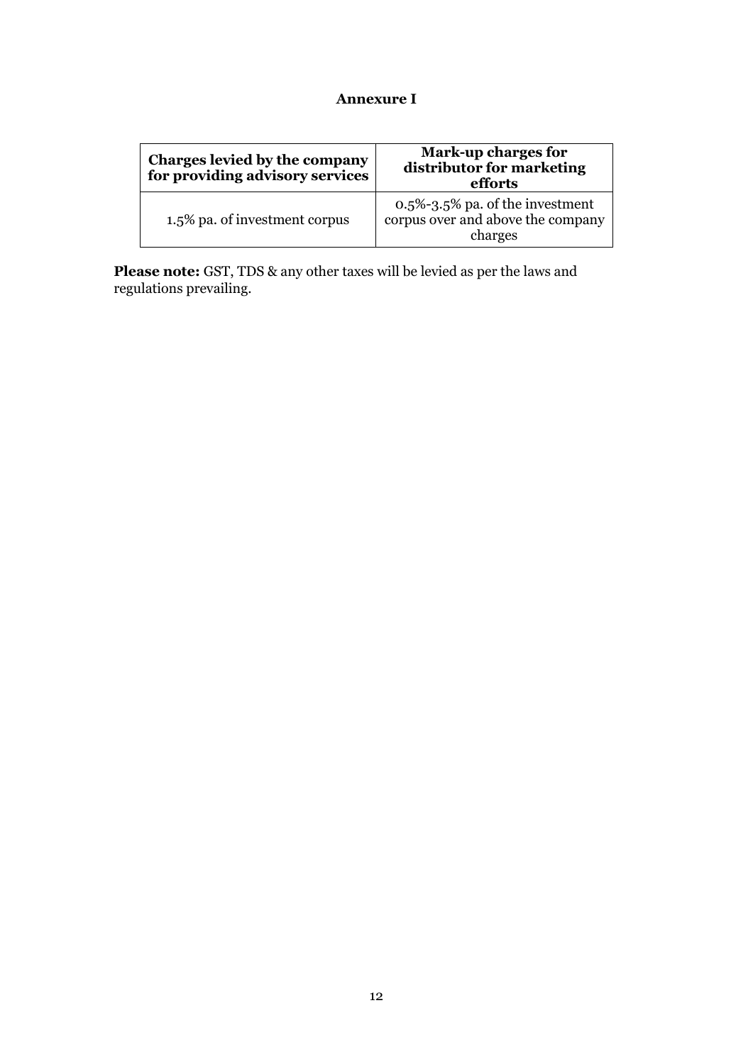# Annexure I

| Charges levied by the company for providing advisory services | Mark-up charges for distributor for marketing efforts |
|---|---|
| 1.5% pa. of investment corpus | 0.5%-3.5% pa. of the investment corpus over and above the company charges |

**Please note:** GST, TDS & any other taxes will be levied as per the laws and regulations prevailing.